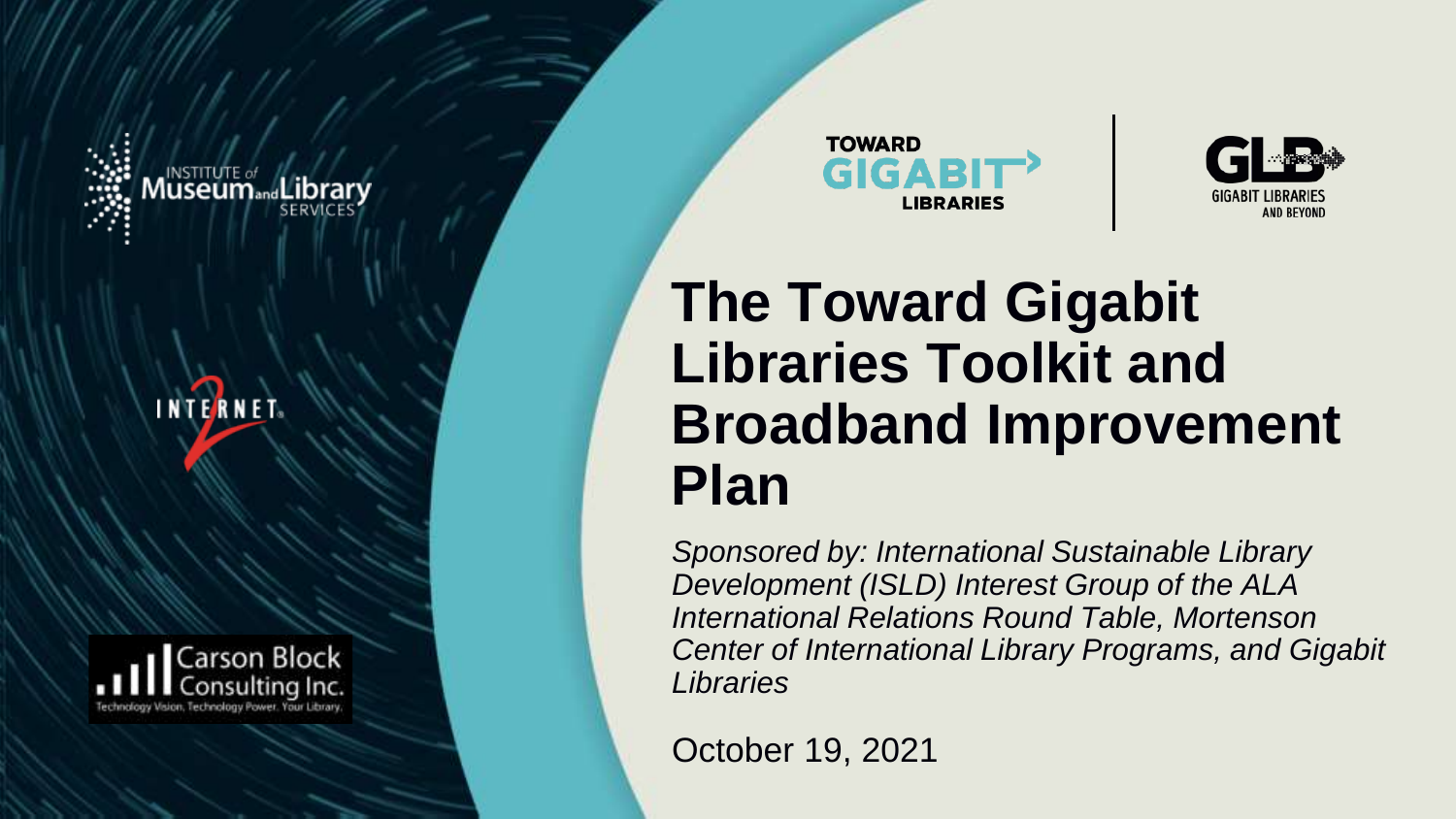# The Toward Gigabit Libraries Toolkit and Broadband Improvement Plan

*Sponsored by: International Sustainable Library Development (ISLD) Interest Group of the ALA International Relations Round Table, Mortenson Center of International Library Programs, and Gigabit Libraries*

October 19, 2021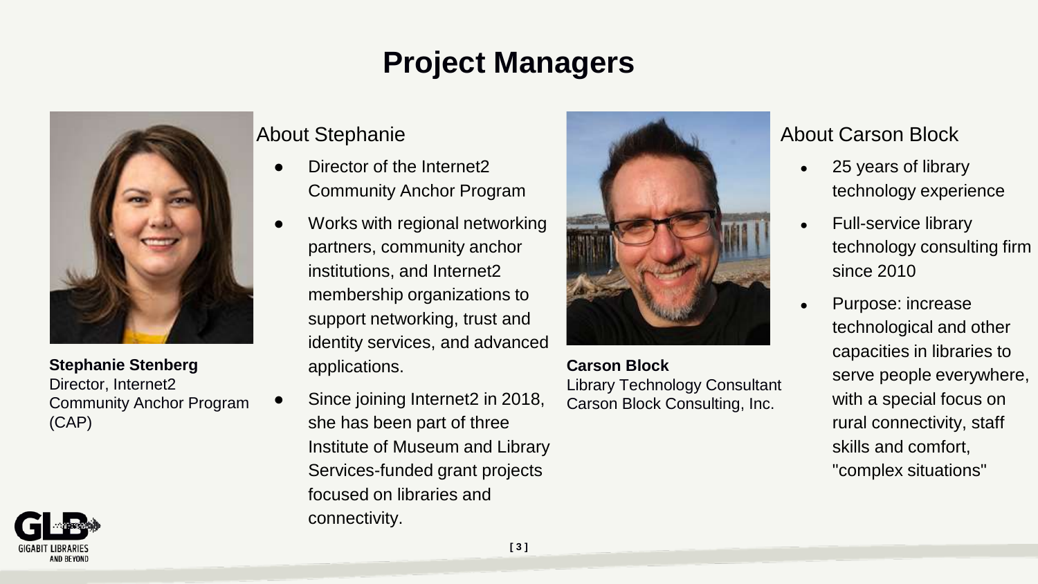# Project Managers

**Stephanie Stenberg**
Director, Internet2 Community Anchor Program (CAP)

## About Stephanie

- Director of the Internet2 Community Anchor Program
- Works with regional networking partners, community anchor institutions, and Internet2 membership organizations to support networking, trust and identity services, and advanced applications.
- Since joining Internet2 in 2018, she has been part of three Institute of Museum and Library Services-funded grant projects focused on libraries and connectivity.

**Carson Block**
Library Technology Consultant
Carson Block Consulting, Inc.

## About Carson Block

- 25 years of library technology experience
- Full-service library technology consulting firm since 2010
- Purpose: increase technological and other capacities in libraries to serve people everywhere, with a special focus on rural connectivity, staff skills and comfort, "complex situations"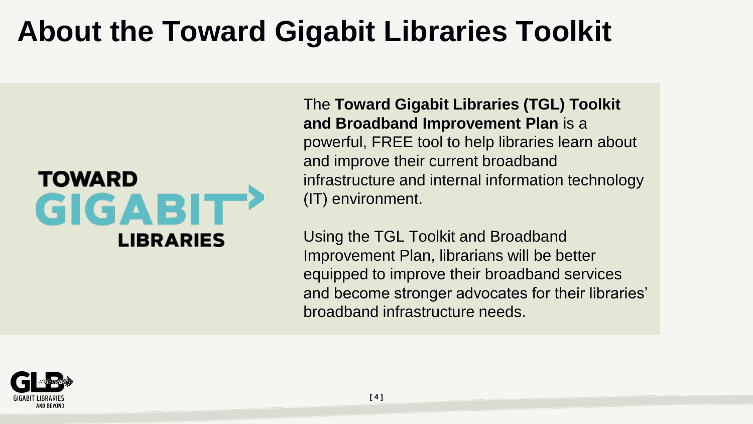# About the Toward Gigabit Libraries Toolkit

The **Toward Gigabit Libraries (TGL) Toolkit and Broadband Improvement Plan** is a powerful, FREE tool to help libraries learn about and improve their current broadband infrastructure and internal information technology (IT) environment.

Using the TGL Toolkit and Broadband Improvement Plan, librarians will be better equipped to improve their broadband services and become stronger advocates for their libraries' broadband infrastructure needs.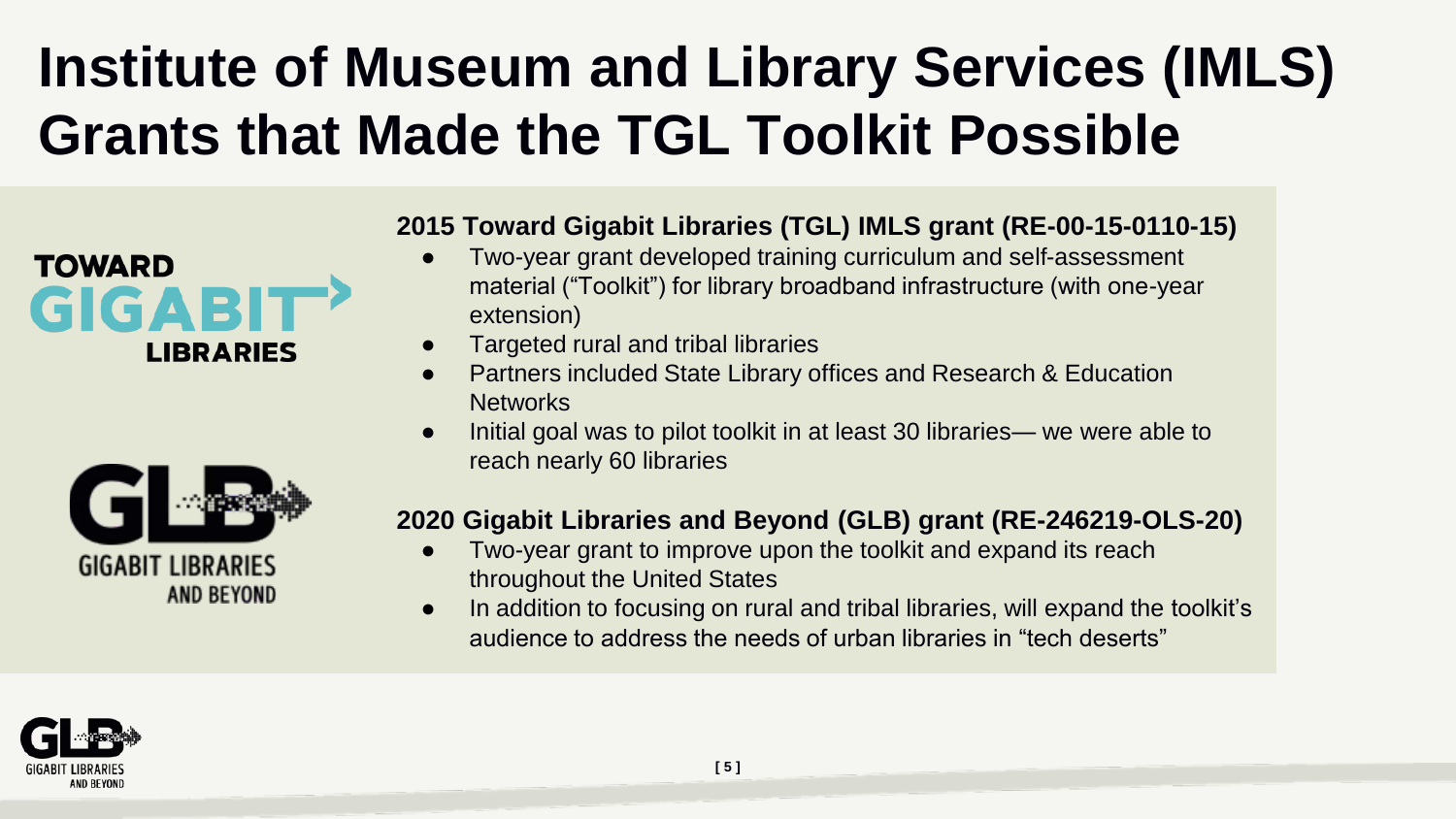# Institute of Museum and Library Services (IMLS) Grants that Made the TGL Toolkit Possible

**2015 Toward Gigabit Libraries (TGL) IMLS grant (RE-00-15-0110-15)**

- Two-year grant developed training curriculum and self-assessment material ("Toolkit") for library broadband infrastructure (with one-year extension)
- Targeted rural and tribal libraries
- Partners included State Library offices and Research & Education Networks
- Initial goal was to pilot toolkit in at least 30 libraries— we were able to reach nearly 60 libraries

**2020 Gigabit Libraries and Beyond (GLB) grant (RE-246219-OLS-20)**

- Two-year grant to improve upon the toolkit and expand its reach throughout the United States
- In addition to focusing on rural and tribal libraries, will expand the toolkit's audience to address the needs of urban libraries in "tech deserts"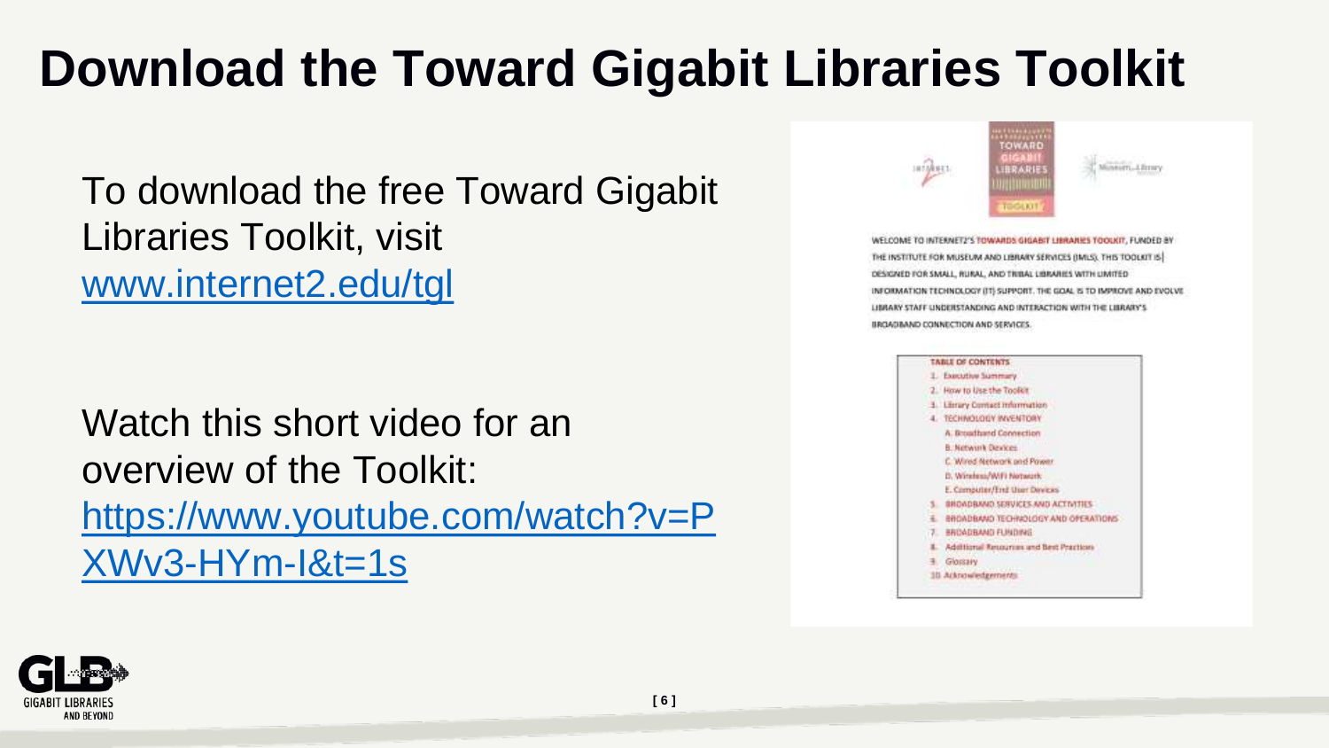# Download the Toward Gigabit Libraries Toolkit

To download the free Toward Gigabit Libraries Toolkit, visit [www.internet2.edu/tgl](http://www.internet2.edu/tgl)

Watch this short video for an overview of the Toolkit: [https://www.youtube.com/watch?v=PXWv3-HYm-I&t=1s](https://www.youtube.com/watch?v=PXWv3-HYm-I&t=1s)

TOWARD GIGABIT LIBRARIES TOOLKIT

WELCOME TO INTERNET2'S TOWARDS GIGABIT LIBRARIES TOOLKIT, FUNDED BY THE INSTITUTE FOR MUSEUM AND LIBRARY SERVICES (IMLS). THIS TOOLKIT IS DESIGNED FOR SMALL, RURAL, AND TRIBAL LIBRARIES WITH LIMITED INFORMATION TECHNOLOGY (IT) SUPPORT. THE GOAL IS TO IMPROVE AND EVOLVE LIBRARY STAFF UNDERSTANDING AND INTERACTION WITH THE LIBRARY'S BROADBAND CONNECTION AND SERVICES.

TABLE OF CONTENTS

1. Executive Summary
2. How to Use the Toolkit
3. Library Contact Information
4. TECHNOLOGY INVENTORY
   - A. Broadband Connection
   - B. Network Devices
   - C. Wired Network and Power
   - D. Wireless/WiFi Network
   - E. Computer/End User Devices
5. BROADBAND SERVICES AND ACTIVITIES
6. BROADBAND TECHNOLOGY AND OPERATIONS
7. BROADBAND FUNDING
8. Additional Resources and Best Practices
9. Glossary
10. Acknowledgements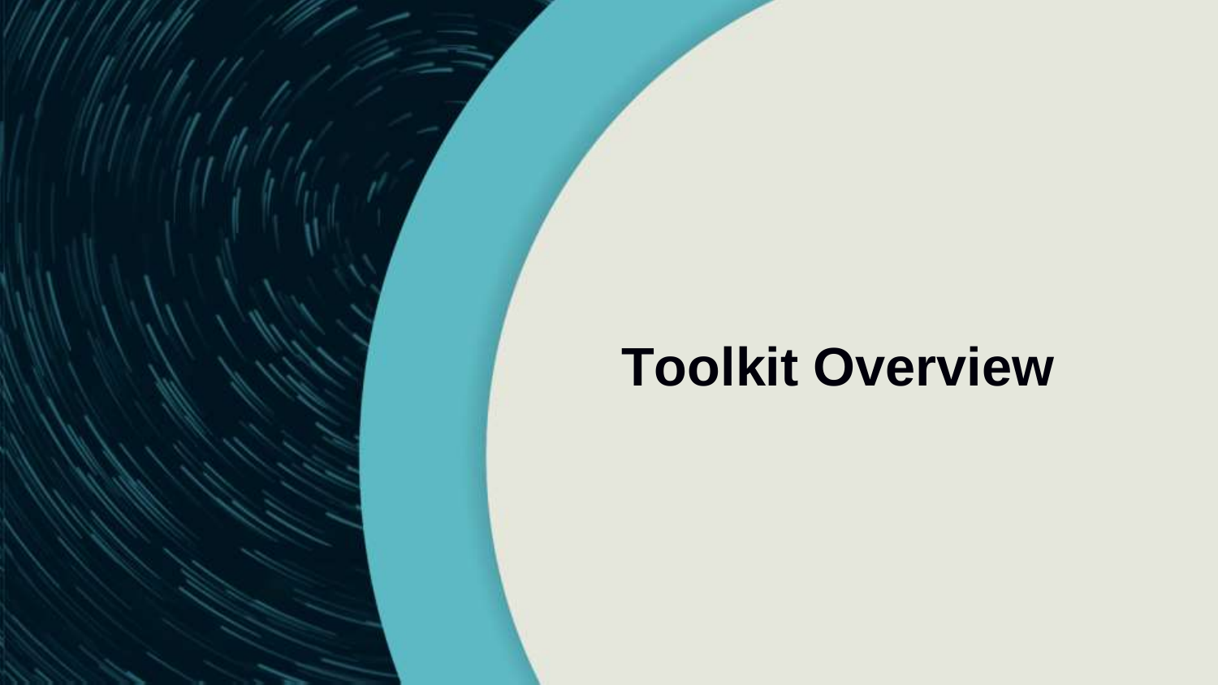# Toolkit Overview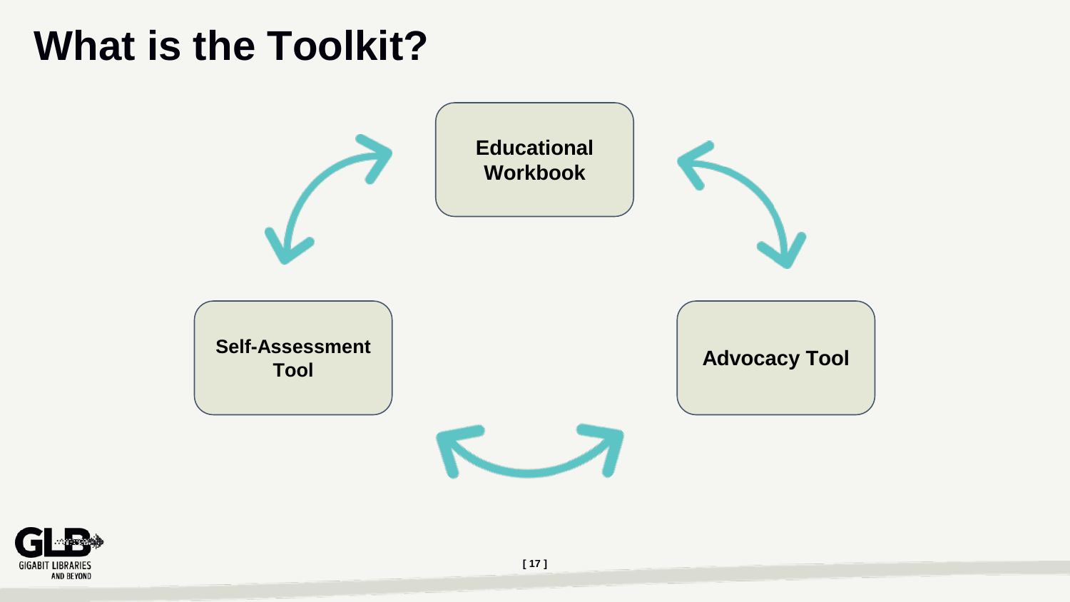# What is the Toolkit?

**Educational Workbook**

**Self-Assessment Tool**

**Advocacy Tool**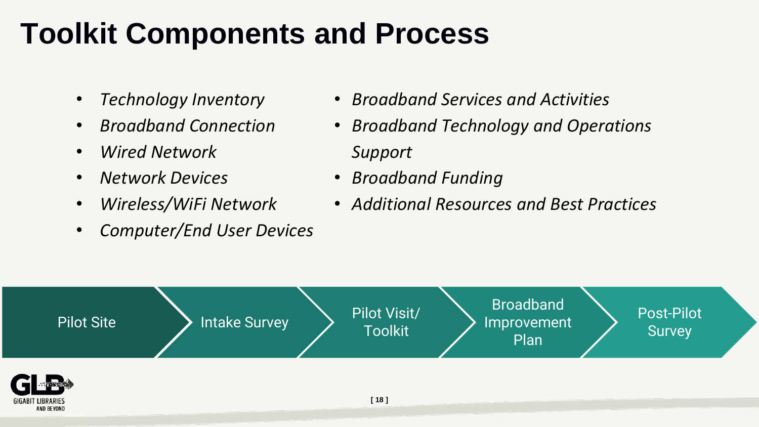# Toolkit Components and Process

- *Technology Inventory*
- *Broadband Connection*
- *Wired Network*
- *Network Devices*
- *Wireless/WiFi Network*
- *Computer/End User Devices*
- *Broadband Services and Activities*
- *Broadband Technology and Operations Support*
- *Broadband Funding*
- *Additional Resources and Best Practices*

Pilot Site → Intake Survey → Pilot Visit/ Toolkit → Broadband Improvement Plan → Post-Pilot Survey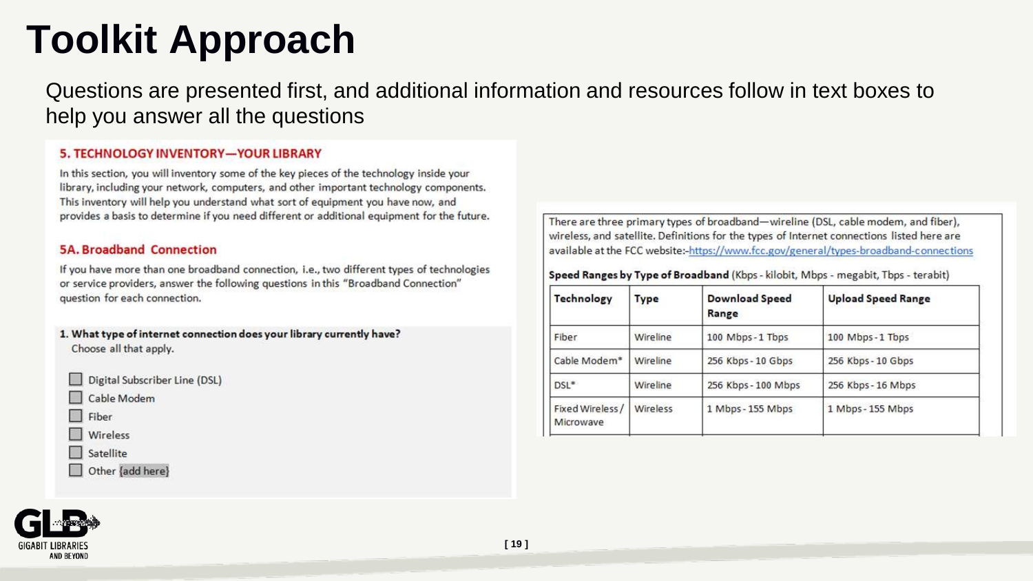# Toolkit Approach

Questions are presented first, and additional information and resources follow in text boxes to help you answer all the questions

### 5. TECHNOLOGY INVENTORY—YOUR LIBRARY

In this section, you will inventory some of the key pieces of the technology inside your library, including your network, computers, and other important technology components. This inventory will help you understand what sort of equipment you have now, and provides a basis to determine if you need different or additional equipment for the future.

### 5A. Broadband Connection

If you have more than one broadband connection, i.e., two different types of technologies or service providers, answer the following questions in this "Broadband Connection" question for each connection.

**1. What type of internet connection does your library currently have?**
Choose all that apply.

- ☐ Digital Subscriber Line (DSL)
- ☐ Cable Modem
- ☐ Fiber
- ☐ Wireless
- ☐ Satellite
- ☐ Other {add here}

There are three primary types of broadband—wireline (DSL, cable modem, and fiber), wireless, and satellite. Definitions for the types of Internet connections listed here are available at the FCC website:-https://www.fcc.gov/general/types-broadband-connections

**Speed Ranges by Type of Broadband** (Kbps - kilobit, Mbps - megabit, Tbps - terabit)

| Technology | Type | Download Speed Range | Upload Speed Range |
|---|---|---|---|
| Fiber | Wireline | 100 Mbps - 1 Tbps | 100 Mbps - 1 Tbps |
| Cable Modem* | Wireline | 256 Kbps - 10 Gbps | 256 Kbps - 10 Gbps |
| DSL* | Wireline | 256 Kbps - 100 Mbps | 256 Kbps - 16 Mbps |
| Fixed Wireless / Microwave | Wireless | 1 Mbps - 155 Mbps | 1 Mbps - 155 Mbps |

GIGABIT LIBRARIES AND BEYOND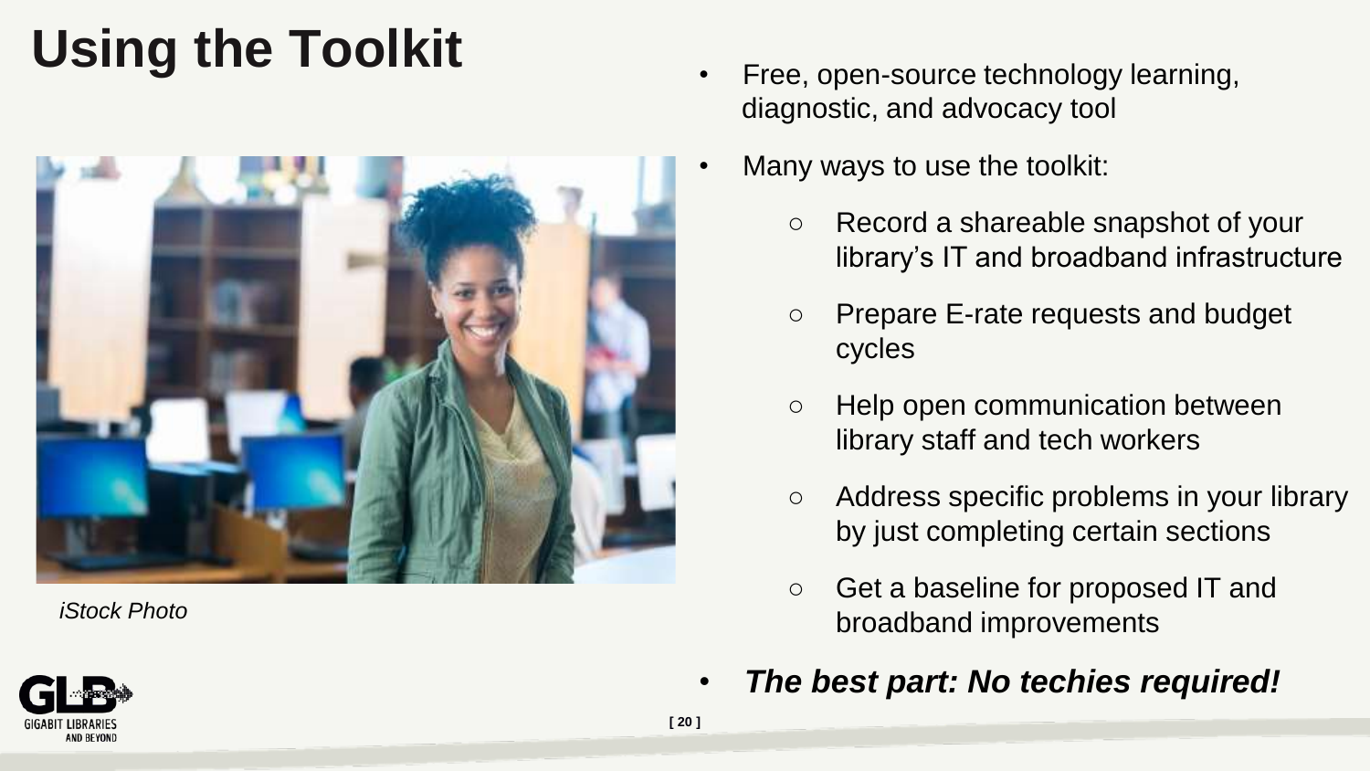# Using the Toolkit

*iStock Photo*

- Free, open-source technology learning, diagnostic, and advocacy tool
- Many ways to use the toolkit:
  - Record a shareable snapshot of your library's IT and broadband infrastructure
  - Prepare E-rate requests and budget cycles
  - Help open communication between library staff and tech workers
  - Address specific problems in your library by just completing certain sections
  - Get a baseline for proposed IT and broadband improvements
- ***The best part: No techies required!***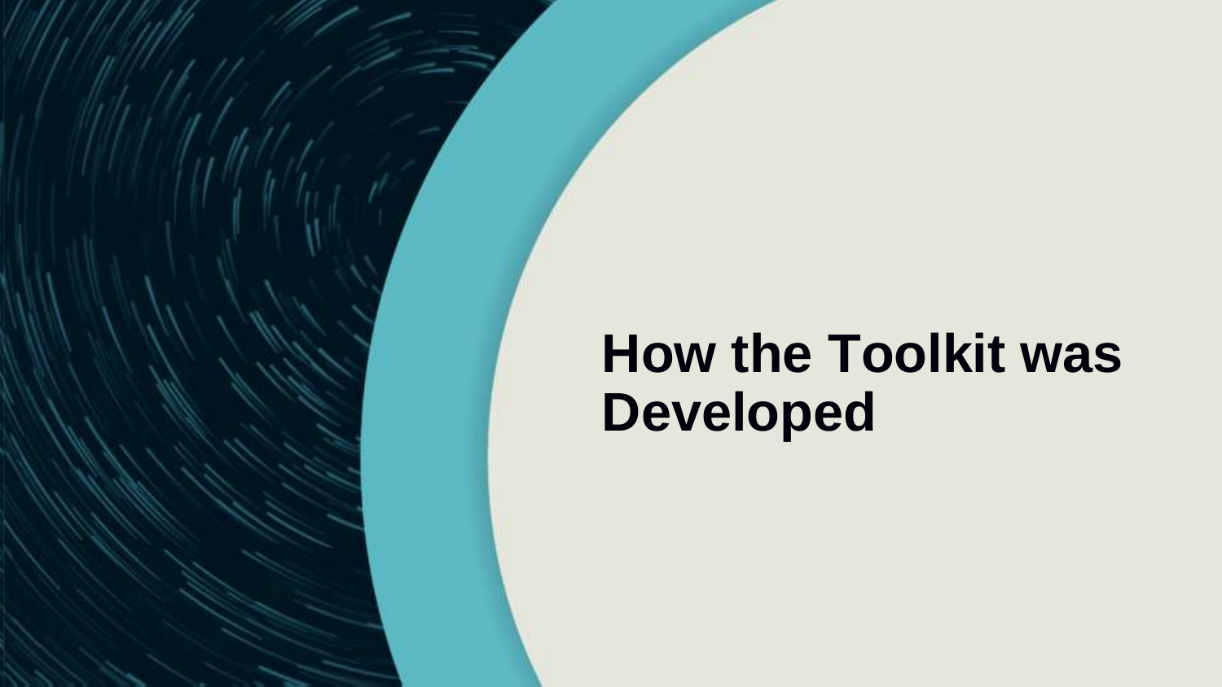# How the Toolkit was Developed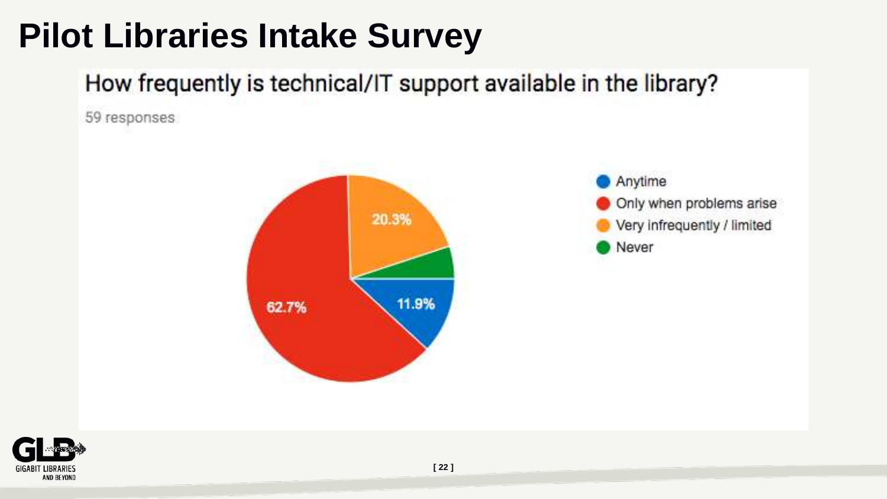# Pilot Libraries Intake Survey

## How frequently is technical/IT support available in the library?

59 responses

- Anytime: 11.9%
- Only when problems arise: 62.7%
- Very infrequently / limited: 20.3%
- Never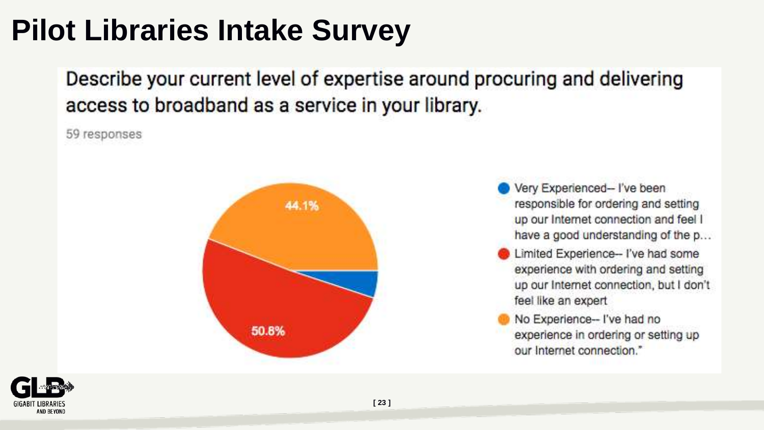# Pilot Libraries Intake Survey

## Describe your current level of expertise around procuring and delivering access to broadband as a service in your library.

59 responses

- Very Experienced-- I've been responsible for ordering and setting up our Internet connection and feel I have a good understanding of the p...
- Limited Experience-- I've had some experience with ordering and setting up our Internet connection, but I don't feel like an expert
- No Experience-- I've had no experience in ordering or setting up our Internet connection."

44.1%

50.8%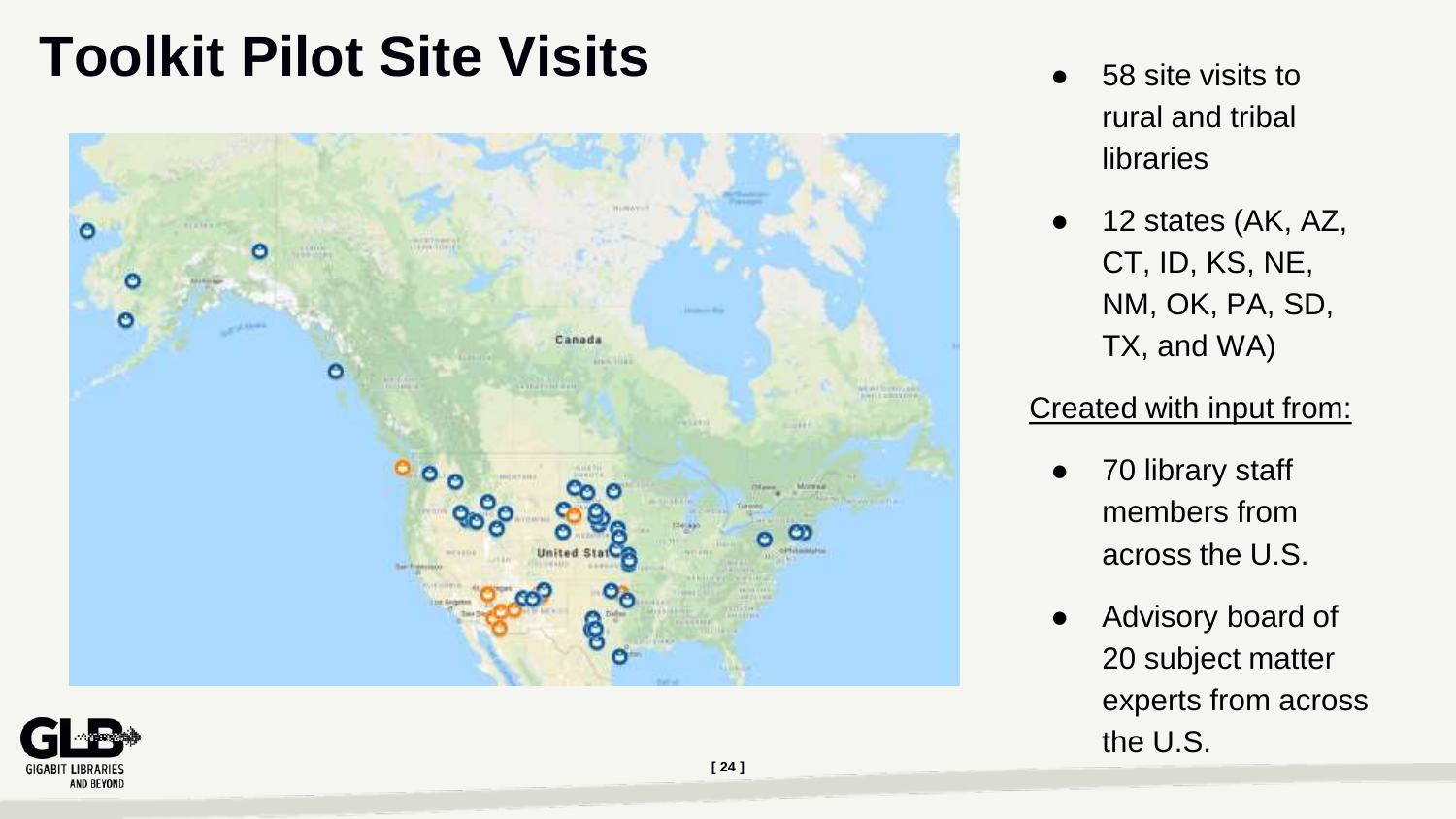# Toolkit Pilot Site Visits

- 58 site visits to rural and tribal libraries
- 12 states (AK, AZ, CT, ID, KS, NE, NM, OK, PA, SD, TX, and WA)

Created with input from:

- 70 library staff members from across the U.S.
- Advisory board of 20 subject matter experts from across the U.S.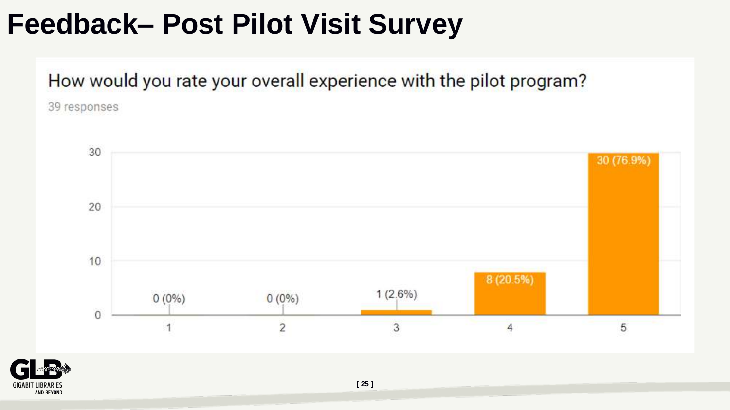# Feedback– Post Pilot Visit Survey

How would you rate your overall experience with the pilot program?

39 responses

| Rating | Responses |
|---|---|
| 1 | 0 (0%) |
| 2 | 0 (0%) |
| 3 | 1 (2.6%) |
| 4 | 8 (20.5%) |
| 5 | 30 (76.9%) |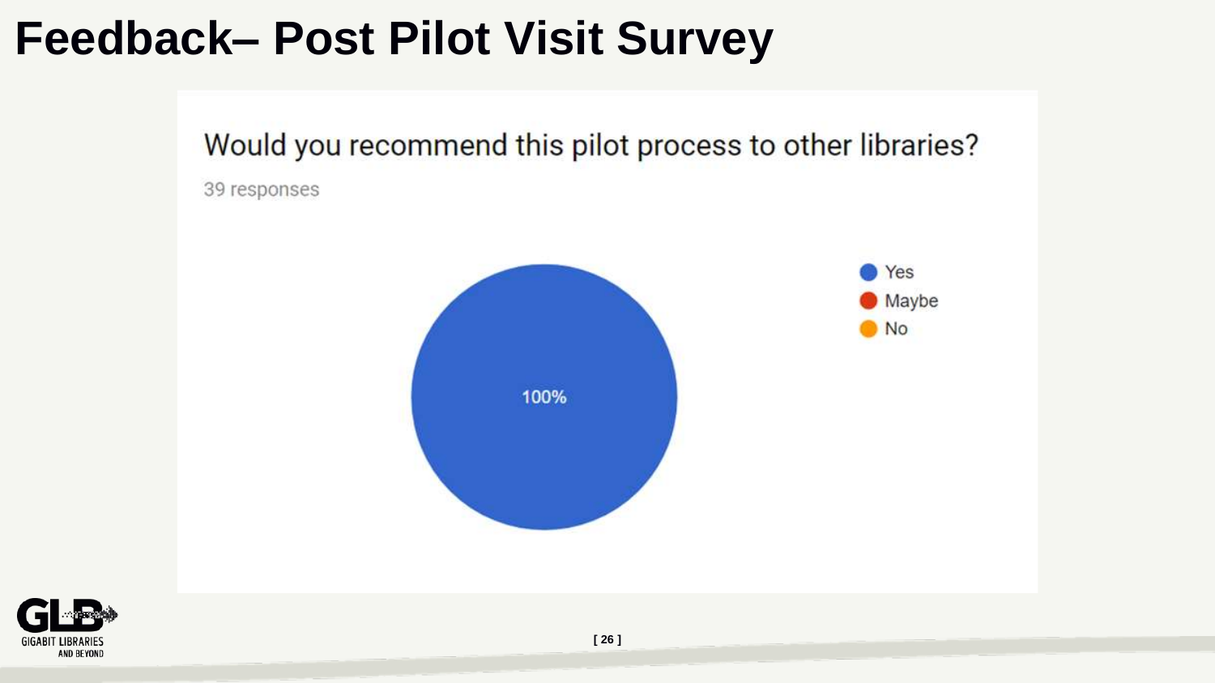# Feedback– Post Pilot Visit Survey

Would you recommend this pilot process to other libraries?

39 responses

- Yes: 100%
- Maybe
- No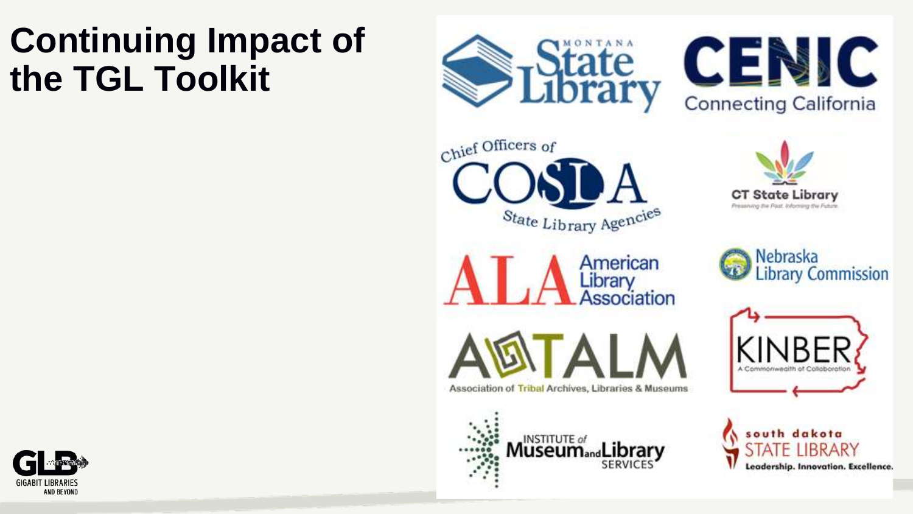# Continuing Impact of the TGL Toolkit

- Montana State Library
- CENIC – Connecting California
- Chief Officers of State Library Agencies (COSLA)
- CT State Library – Preserving the Past. Informing the Future.
- ALA – American Library Association
- Nebraska Library Commission
- ATALM – Association of Tribal Archives, Libraries & Museums
- KINBER – A Commonwealth of Collaboration
- Institute of Museum and Library Services
- South Dakota State Library – Leadership. Innovation. Excellence.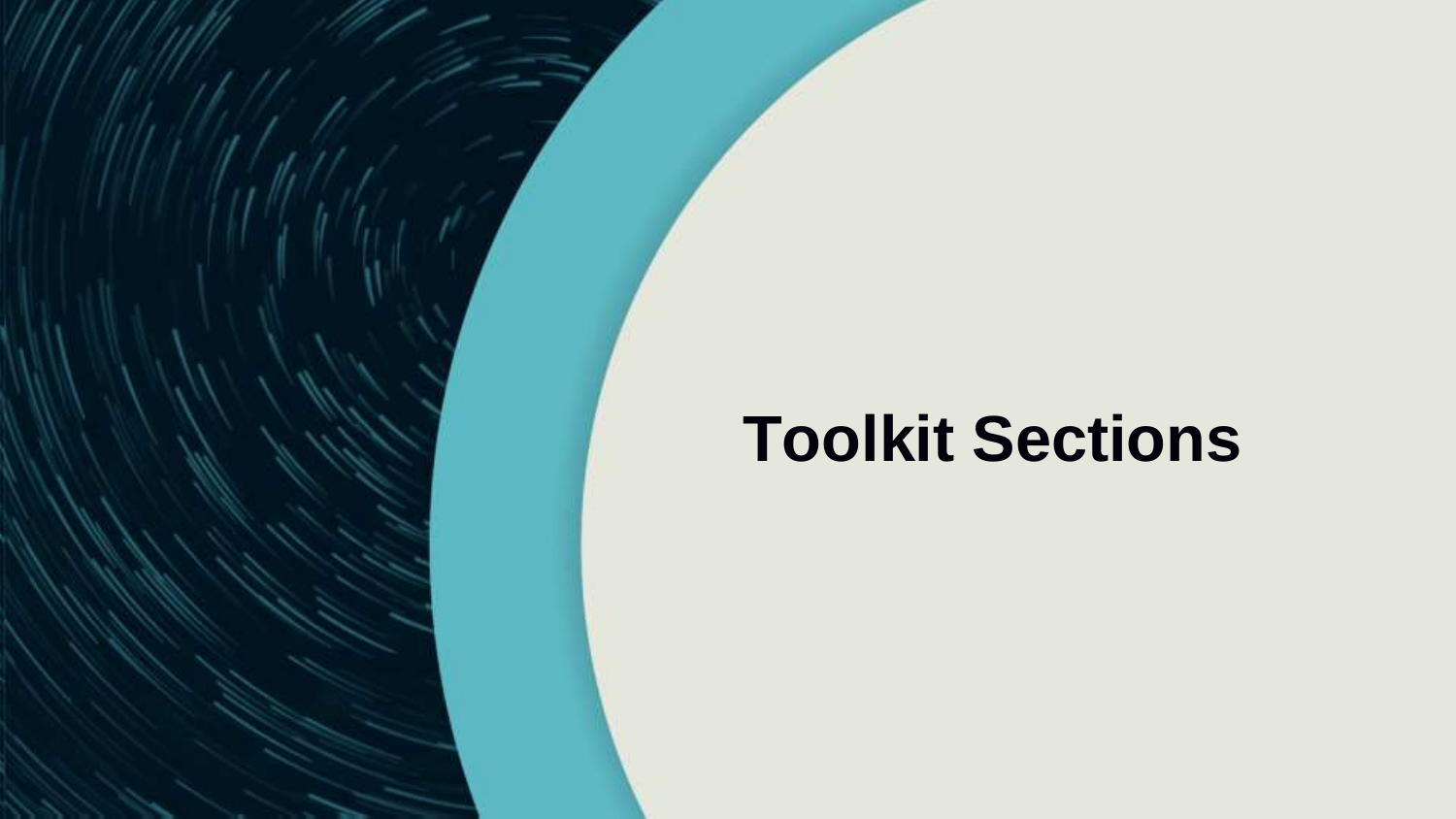# Toolkit Sections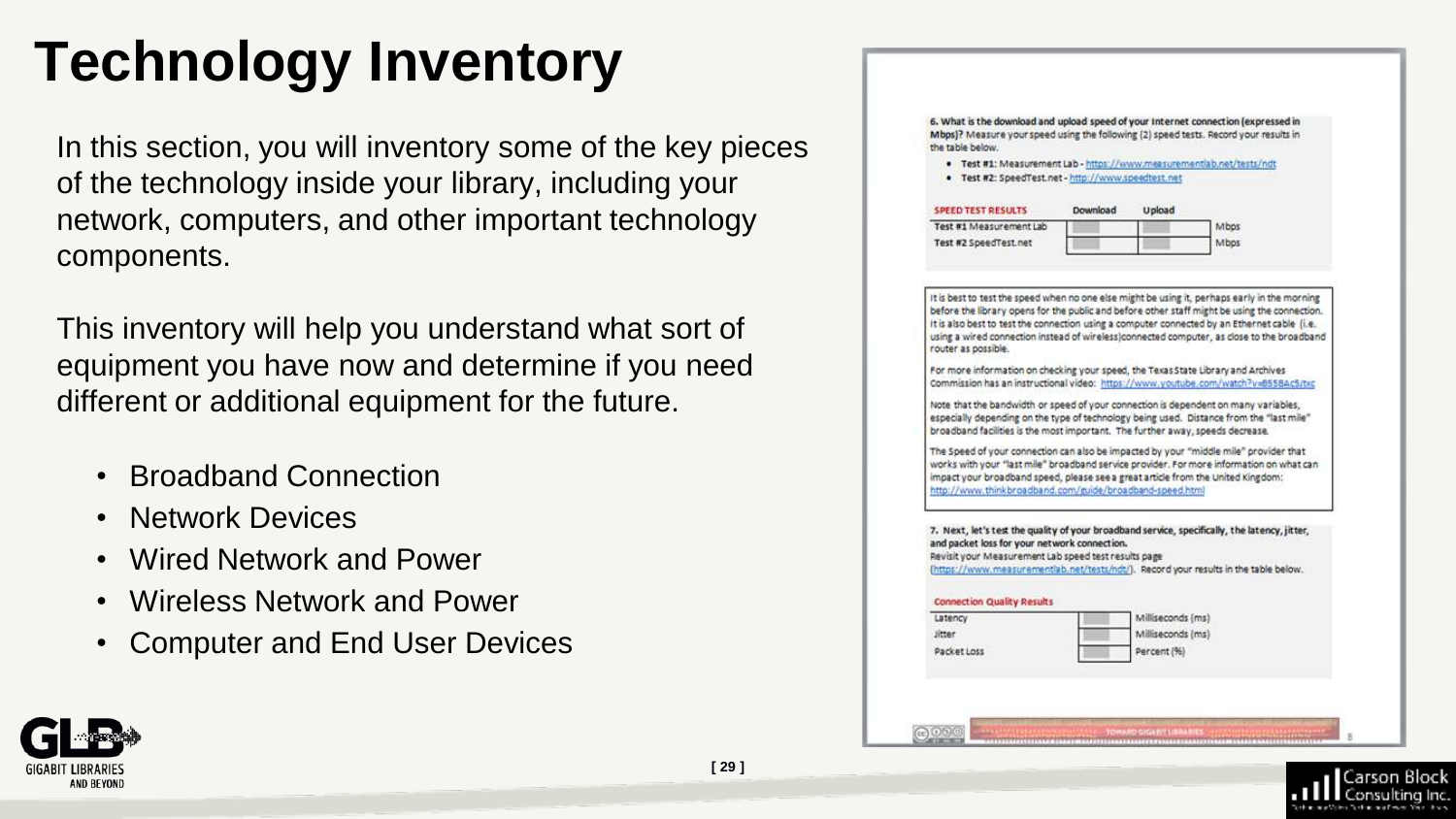# Technology Inventory

In this section, you will inventory some of the key pieces of the technology inside your library, including your network, computers, and other important technology components.

This inventory will help you understand what sort of equipment you have now and determine if you need different or additional equipment for the future.

- Broadband Connection
- Network Devices
- Wired Network and Power
- Wireless Network and Power
- Computer and End User Devices

**6. What is the download and upload speed of your Internet connection (expressed in Mbps)?** Measure your speed using the following (2) speed tests. Record your results in the table below.

- Test #1: Measurement Lab - https://www.measurementlab.net/tests/ndt
- Test #2: SpeedTest.net - http://www.speedtest.net

| SPEED TEST RESULTS | Download | Upload | |
|---|---|---|---|
| Test #1 Measurement Lab | | | Mbps |
| Test #2 SpeedTest.net | | | Mbps |

It is best to test the speed when no one else might be using it, perhaps early in the morning before the library opens for the public and before other staff might be using the connection. It is also best to test the connection using a computer connected by an Ethernet cable (i.e. using a wired connection instead of wireless)connected computer, as close to the broadband router as possible.

For more information on checking your speed, the Texas State Library and Archives Commission has an instructional video: https://www.youtube.com/watch?v=B5SBAc5Jtxc

Note that the bandwidth or speed of your connection is dependent on many variables, especially depending on the type of technology being used. Distance from the "last mile" broadband facilities is the most important. The further away, speeds decrease.

The Speed of your connection can also be impacted by your "middle mile" provider that works with your "last mile" broadband service provider. For more information on what can impact your broadband speed, please see a great article from the United Kingdom: http://www.thinkbroadband.com/guide/broadband-speed.html

**7. Next, let's test the quality of your broadband service, specifically, the latency, jitter, and packet loss for your network connection.**
Revisit your Measurement Lab speed test results page (https://www.measurementlab.net/tests/ndt/). Record your results in the table below.

| Connection Quality Results | | |
|---|---|---|
| Latency | | Milliseconds (ms) |
| Jitter | | Milliseconds (ms) |
| Packet Loss | | Percent (%) |

TOWARD GIGABIT LIBRARIES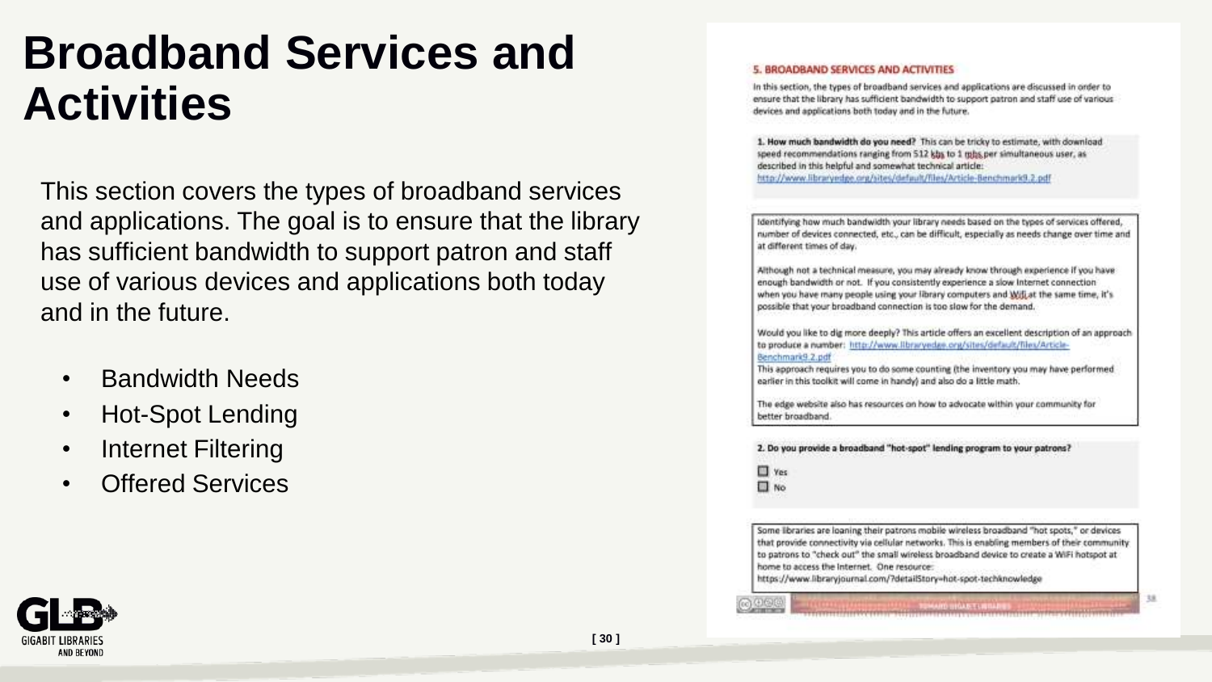# Broadband Services and Activities

This section covers the types of broadband services and applications. The goal is to ensure that the library has sufficient bandwidth to support patron and staff use of various devices and applications both today and in the future.

- Bandwidth Needs
- Hot-Spot Lending
- Internet Filtering
- Offered Services

### 5. BROADBAND SERVICES AND ACTIVITIES

In this section, the types of broadband services and applications are discussed in order to ensure that the library has sufficient bandwidth to support patron and staff use of various devices and applications both today and in the future.

**1. How much bandwidth do you need?** This can be tricky to estimate, with download speed recommendations ranging from 512 kbs to 1 mbs per simultaneous user, as described in this helpful and somewhat technical article: http://www.libraryedge.org/sites/default/files/Article-Benchmark9.2.pdf

Identifying how much bandwidth your library needs based on the types of services offered, number of devices connected, etc., can be difficult, especially as needs change over time and at different times of day.

Although not a technical measure, you may already know through experience if you have enough bandwidth or not. If you consistently experience a slow Internet connection when you have many people using your library computers and WiFi at the same time, it's possible that your broadband connection is too slow for the demand.

Would you like to dig more deeply? This article offers an excellent description of an approach to produce a number: http://www.libraryedge.org/sites/default/files/Article-Benchmark9.2.pdf
This approach requires you to do some counting (the inventory you may have performed earlier in this toolkit will come in handy) and also do a little math.

The edge website also has resources on how to advocate within your community for better broadband.

**2. Do you provide a broadband "hot-spot" lending program to your patrons?**

- ☐ Yes
- ☐ No

Some libraries are loaning their patrons mobile wireless broadband "hot spots," or devices that provide connectivity via cellular networks. This is enabling members of their community to patrons to "check out" the small wireless broadband device to create a WiFi hotspot at home to access the Internet. One resource: https://www.libraryjournal.com/?detailStory=hot-spot-techknowledge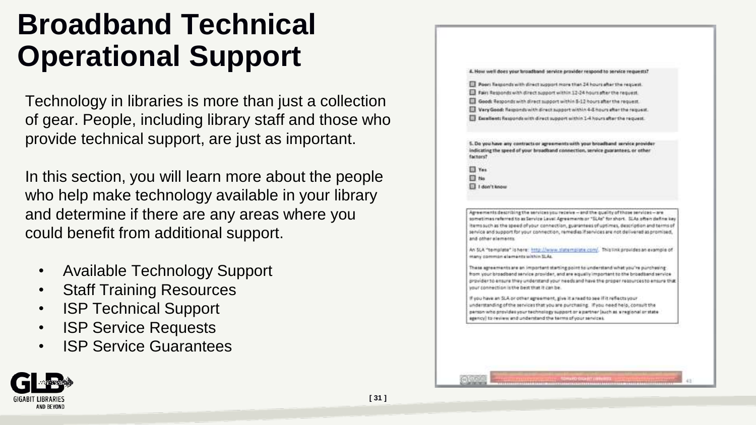# Broadband Technical Operational Support

Technology in libraries is more than just a collection of gear. People, including library staff and those who provide technical support, are just as important.

In this section, you will learn more about the people who help make technology available in your library and determine if there are any areas where you could benefit from additional support.

- Available Technology Support
- Staff Training Resources
- ISP Technical Support
- ISP Service Requests
- ISP Service Guarantees

**4. How well does your broadband service provider respond to service requests?**

- ☐ **Poor:** Responds with direct support more than 24 hours after the request.
- ☐ **Fair:** Responds with direct support within 12-24 hours after the request.
- ☐ **Good:** Responds with direct support within 8-12 hours after the request.
- ☐ **Very Good:** Responds with direct support within 4-8 hours after the request.
- ☐ **Excellent:** Responds with direct support within 1-4 hours after the request.

**5. Do you have any contracts or agreements with your broadband service provider indicating the speed of your broadband connection, service guarantees, or other factors?**

- ☐ Yes
- ☐ No
- ☐ I don't know

Agreements describing the services you receive – and the quality of those services – are sometimes referred to as Service Level Agreements or "SLAs" for short. SLAs often define key items such as the speed of your connection, guarantees of uptimes, description and terms of service and support for your connection, remedies if services are not delivered as promised, and other elements.

An SLA "template" is here: http://www.slatemplate.com/. This link provides an example of many common elements within SLAs.

These agreements are an important starting point to understand what you're purchasing from your broadband service provider, and are equally important to the broadband service provider to ensure they understand your needs and have the proper resources to ensure that your connection is the best that it can be.

If you have an SLA or other agreement, give it a read to see if it reflects your understanding of the services that you are purchasing. If you need help, consult the person who provides your technology support or a partner (such as a regional or state agency) to review and understand the terms of your services.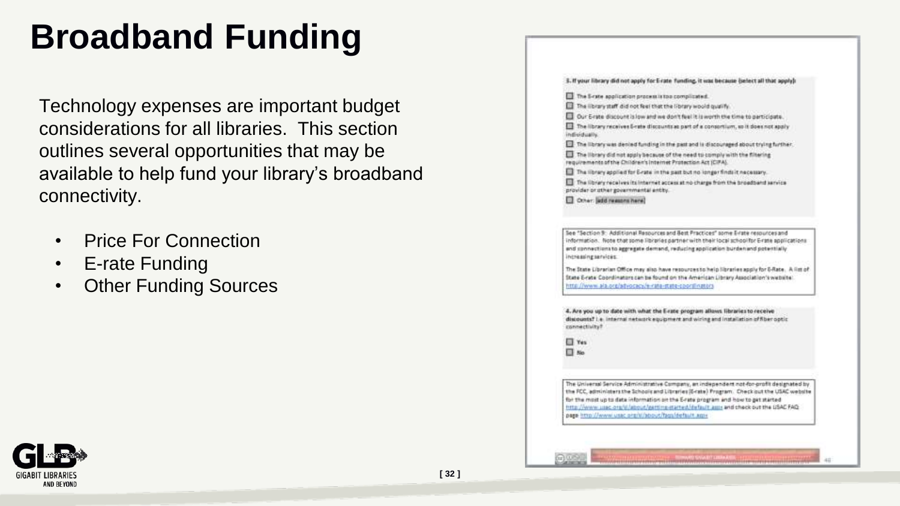# Broadband Funding

Technology expenses are important budget considerations for all libraries. This section outlines several opportunities that may be available to help fund your library's broadband connectivity.

- Price For Connection
- E-rate Funding
- Other Funding Sources

3. If your library did not apply for E-rate funding, it was because (select all that apply):

- ☐ The E-rate application process is too complicated.
- ☐ The library staff did not feel that the library would qualify.
- ☐ Our E-rate discount is low and we don't feel it is worth the time to participate.
- ☐ The library receives E-rate discounts as part of a consortium, so it does not apply individually.
- ☐ The library was denied funding in the past and is discouraged about trying further.
- ☐ The library did not apply because of the need to comply with the filtering requirements of the Children's Internet Protection Act (CIPA).
- ☐ The library applied for E-rate in the past but no longer finds it necessary.
- ☐ The library receives its internet access at no charge from the broadband service provider or other governmental entity.
- ☐ Other: [add reasons here]

See "Section 9: Additional Resources and Best Practices" some E-rate resources and information. Note that some libraries partner with their local school for E-rate applications and connections to aggregate demand, reducing application burden and potentially increasing services.

The State Librarian Office may also have resources to help libraries apply for E-Rate. A list of State E-rate Coordinators can be found on the American Library Association's website: http://www.ala.org/advocacy/e-rate-state-coordinators

4. Are you up to date with what the E-rate program allows libraries to receive discounts? I.e. internal network equipment and wiring and installation of fiber optic connectivity?

- ☐ Yes
- ☐ No

The Universal Service Administrative Company, an independent not-for-profit designated by the FCC, administers the Schools and Libraries (E-rate) Program. Check out the USAC website for the most up to date information on the E-rate program and how to get started http://www.usac.org/sl/about/getting-started/default.aspx and check out the USAC FAQ page http://www.usac.org/sl/about/faqs/default.aspx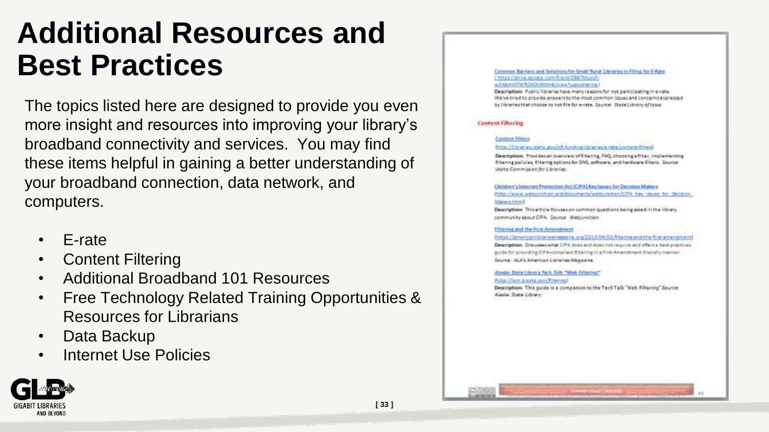# Additional Resources and Best Practices

The topics listed here are designed to provide you even more insight and resources into improving your library's broadband connectivity and services. You may find these items helpful in gaining a better understanding of your broadband connection, data network, and computers.

- E-rate
- Content Filtering
- Additional Broadband 101 Resources
- Free Technology Related Training Opportunities & Resources for Librarians
- Data Backup
- Internet Use Policies

Common Barriers and Solutions for Small Rural Libraries in Filing for E-Rate
(https://drive.google.com/file/d/0B67MuqyF-w3NbmI0TWRDX0hNMm8/view?usp=sharing)

**Description:** Public libraries have many reasons for not participating in e-rate. We've tried to provide answers to the most common issues and concerns expressed by libraries that choose to not file for e-rate. *Source: State Library of Iowa.*

**Content Filtering**

Content Filters
(http://libraries.idaho.gov/cfl-funding-libraries/e-rate/content-filters)

**Description:** Provides an overview of filtering, FAQ, choosing a filter, implementing filtering policies, filtering options for DNS, software, and hardware filters. *Source: Idaho Commission for Libraries.*

Children's Internet Protection Act (CIPA) Key Issues for Decision Makers
(http://www.webjunction.org/documents/webjunction/CIPA_Key_Issues_for_Decision_Makers.html)

**Description:** This article focuses on common questions being asked in the library community about CIPA. *Source: Webjunction.*

Filtering and the First Amendment
(https://americanlibrariesmagazine.org/2013/04/02/filtering-and-the-first-amendment)

**Description:** Discusses what CIPA does and does not require and offers a best practices guide for providing CIPA-compliant filtering in a First Amendment friendly manner. *Source: ALA's American Libraries Magazine.*

*Alaska State Library Tech Talk "Web Filtering"*
(http://lam.alaska.gov/filtering)

**Description:** This guide is a companion to the Tech Talk "Web Filtering" *Source: Alaska State Library.*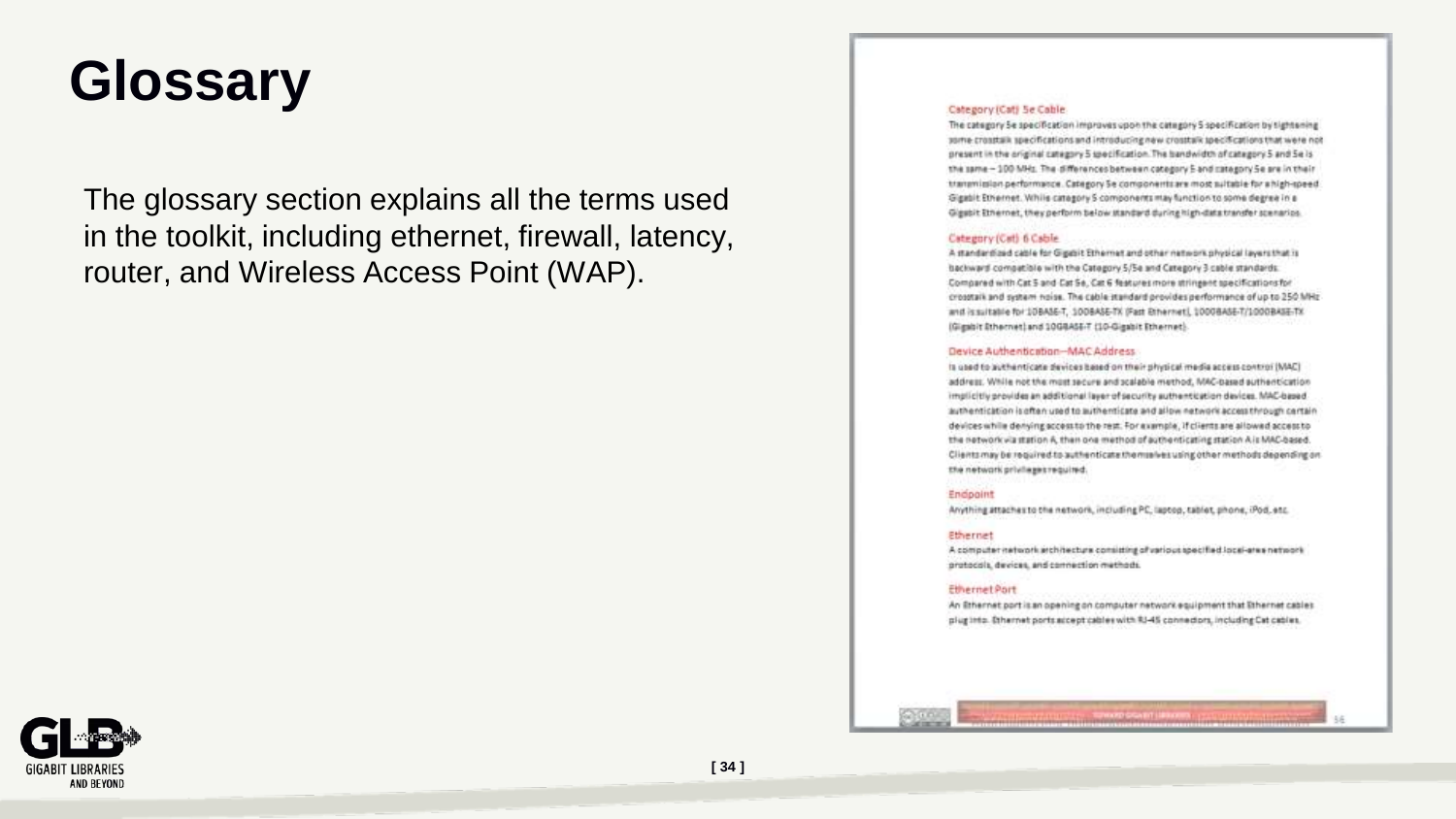# Glossary

The glossary section explains all the terms used in the toolkit, including ethernet, firewall, latency, router, and Wireless Access Point (WAP).

#### Category (Cat) 5e Cable

The category 5e specification improves upon the category 5 specification by tightening some crosstalk specifications and introducing new crosstalk specifications that were not present in the original category 5 specification. The bandwidth of category 5 and 5e is the same – 100 MHz. The differences between category 5 and category 5e are in their transmission performance. Category 5e components are most suitable for a high-speed Gigabit Ethernet. While category 5 components may function to some degree in a Gigabit Ethernet, they perform below standard during high-data transfer scenarios.

#### Category (Cat) 6 Cable

A standardized cable for Gigabit Ethernet and other network physical layers that is backward compatible with the Category 5/5e and Category 3 cable standards. Compared with Cat 5 and Cat 5e, Cat 6 features more stringent specifications for crosstalk and system noise. The cable standard provides performance of up to 250 MHz and is suitable for 10BASE-T, 100BASE-TX (Fast Ethernet), 1000BASE-T/1000BASE-TX (Gigabit Ethernet) and 10GBASE-T (10-Gigabit Ethernet).

#### Device Authentication—MAC Address

Is used to authenticate devices based on their physical media access control (MAC) address. While not the most secure and scalable method, MAC-based authentication implicitly provides an additional layer of security authentication devices. MAC-based authentication is often used to authenticate and allow network access through certain devices while denying access to the rest. For example, if clients are allowed access to the network via station A, then one method of authenticating station A is MAC-based. Clients may be required to authenticate themselves using other methods depending on the network privileges required.

#### Endpoint

Anything attaches to the network, including PC, laptop, tablet, phone, iPod, etc.

#### Ethernet

A computer network architecture consisting of various specified local-area network protocols, devices, and connection methods.

#### Ethernet Port

An Ethernet port is an opening on computer network equipment that Ethernet cables plug into. Ethernet ports accept cables with RJ-45 connectors, including Cat cables.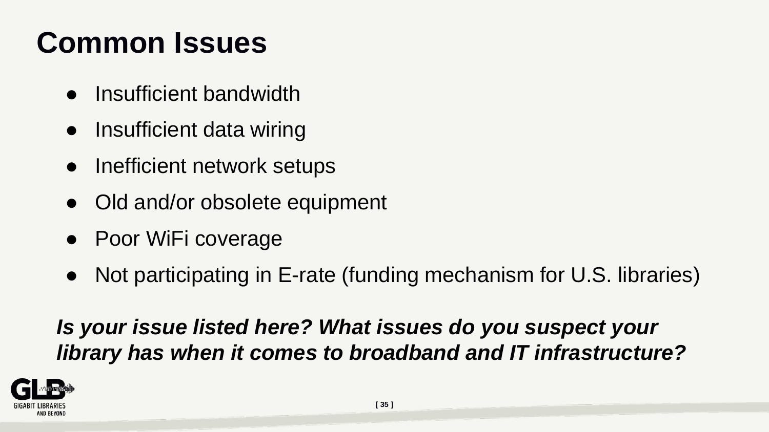# Common Issues

- Insufficient bandwidth
- Insufficient data wiring
- Inefficient network setups
- Old and/or obsolete equipment
- Poor WiFi coverage
- Not participating in E-rate (funding mechanism for U.S. libraries)

***Is your issue listed here? What issues do you suspect your library has when it comes to broadband and IT infrastructure?***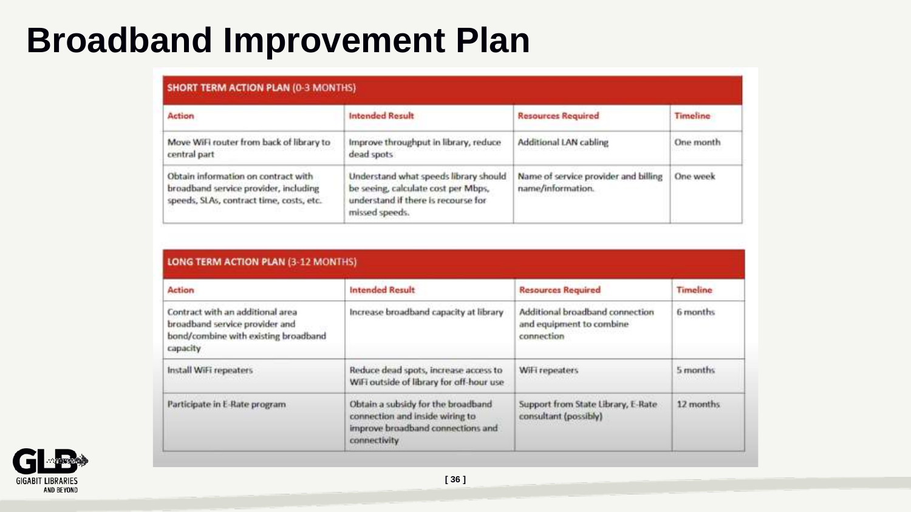# Broadband Improvement Plan

| SHORT TERM ACTION PLAN (0-3 MONTHS) | | | |
|---|---|---|---|
| **Action** | **Intended Result** | **Resources Required** | **Timeline** |
| Move WiFi router from back of library to central part | Improve throughput in library, reduce dead spots | Additional LAN cabling | One month |
| Obtain information on contract with broadband service provider, including speeds, SLAs, contract time, costs, etc. | Understand what speeds library should be seeing, calculate cost per Mbps, understand if there is recourse for missed speeds. | Name of service provider and billing name/information. | One week |

| LONG TERM ACTION PLAN (3-12 MONTHS) | | | |
|---|---|---|---|
| **Action** | **Intended Result** | **Resources Required** | **Timeline** |
| Contract with an additional area broadband service provider and bond/combine with existing broadband capacity | Increase broadband capacity at library | Additional broadband connection and equipment to combine connection | 6 months |
| Install WiFi repeaters | Reduce dead spots, increase access to WiFi outside of library for off-hour use | WiFi repeaters | 5 months |
| Participate in E-Rate program | Obtain a subsidy for the broadband connection and inside wiring to improve broadband connections and connectivity | Support from State Library, E-Rate consultant (possibly) | 12 months |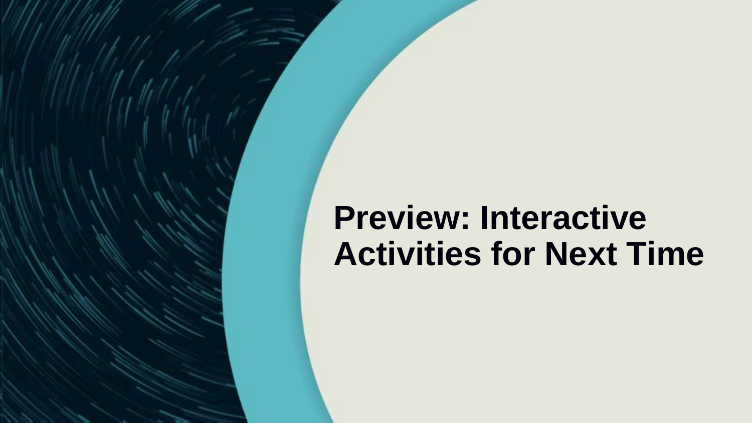# Preview: Interactive Activities for Next Time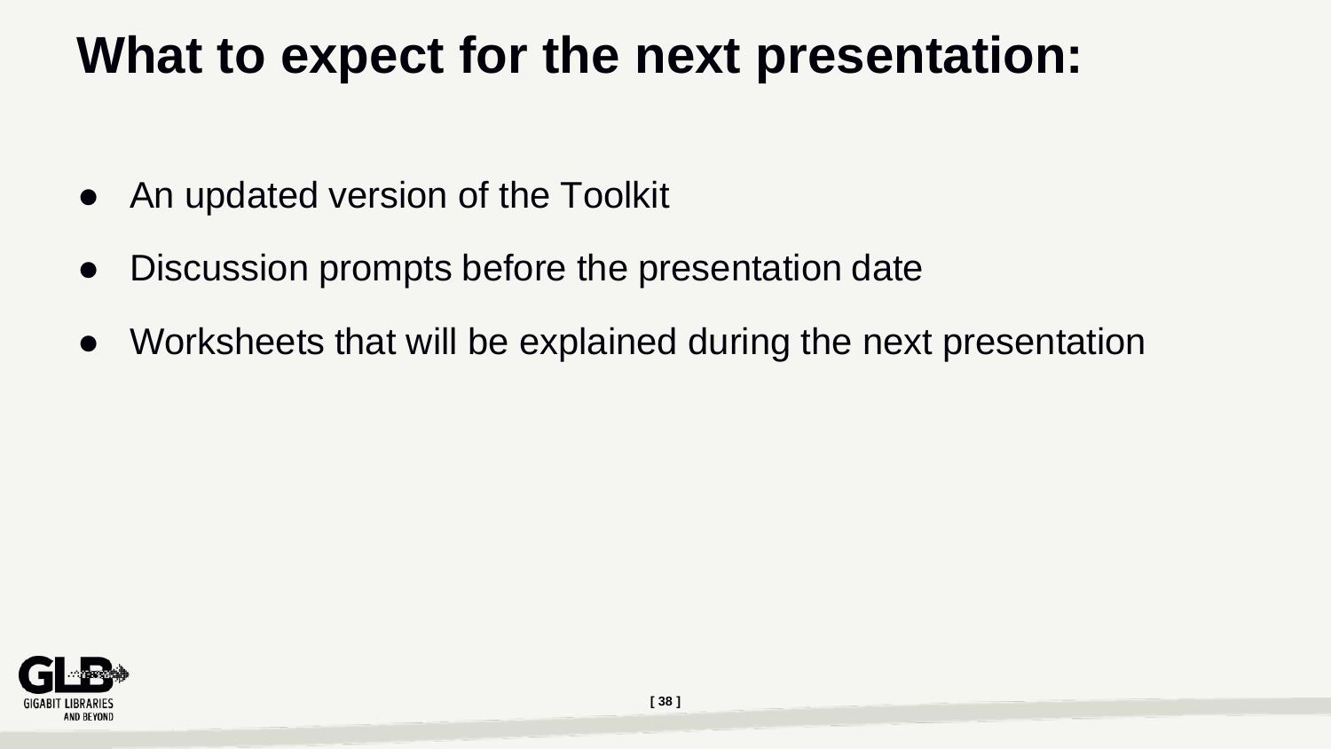# What to expect for the next presentation:

- An updated version of the Toolkit
- Discussion prompts before the presentation date
- Worksheets that will be explained during the next presentation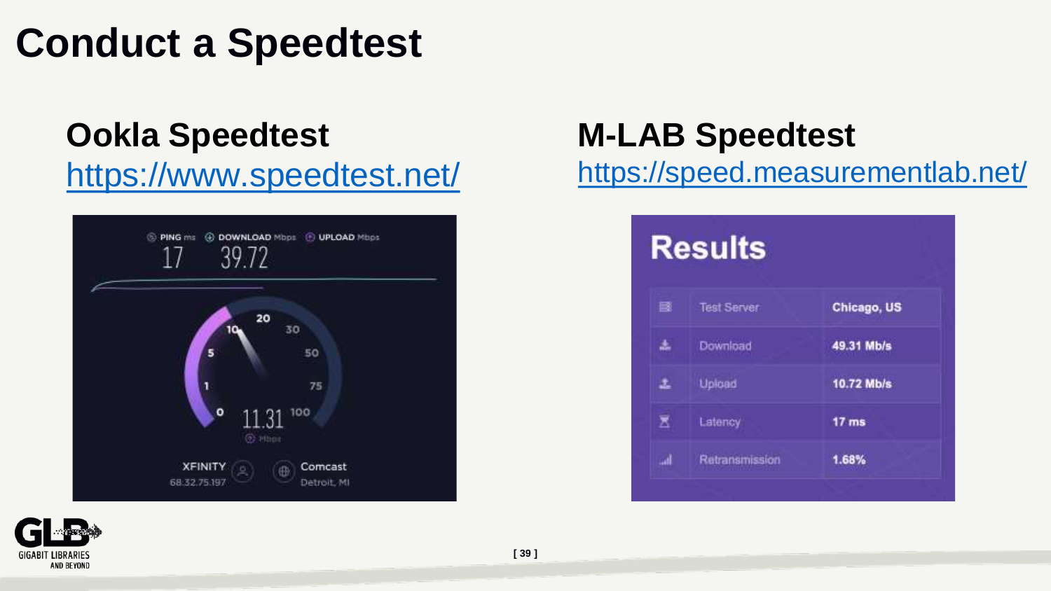# Conduct a Speedtest

## Ookla Speedtest

https://www.speedtest.net/

PING ms 17 | DOWNLOAD Mbps 39.72 | UPLOAD Mbps

11.31 Mbps

XFINITY 68.32.75.197

Comcast Detroit, MI

## M-LAB Speedtest

https://speed.measurementlab.net/

**Results**

| | |
|---|---|
| Test Server | Chicago, US |
| Download | 49.31 Mb/s |
| Upload | 10.72 Mb/s |
| Latency | 17 ms |
| Retransmission | 1.68% |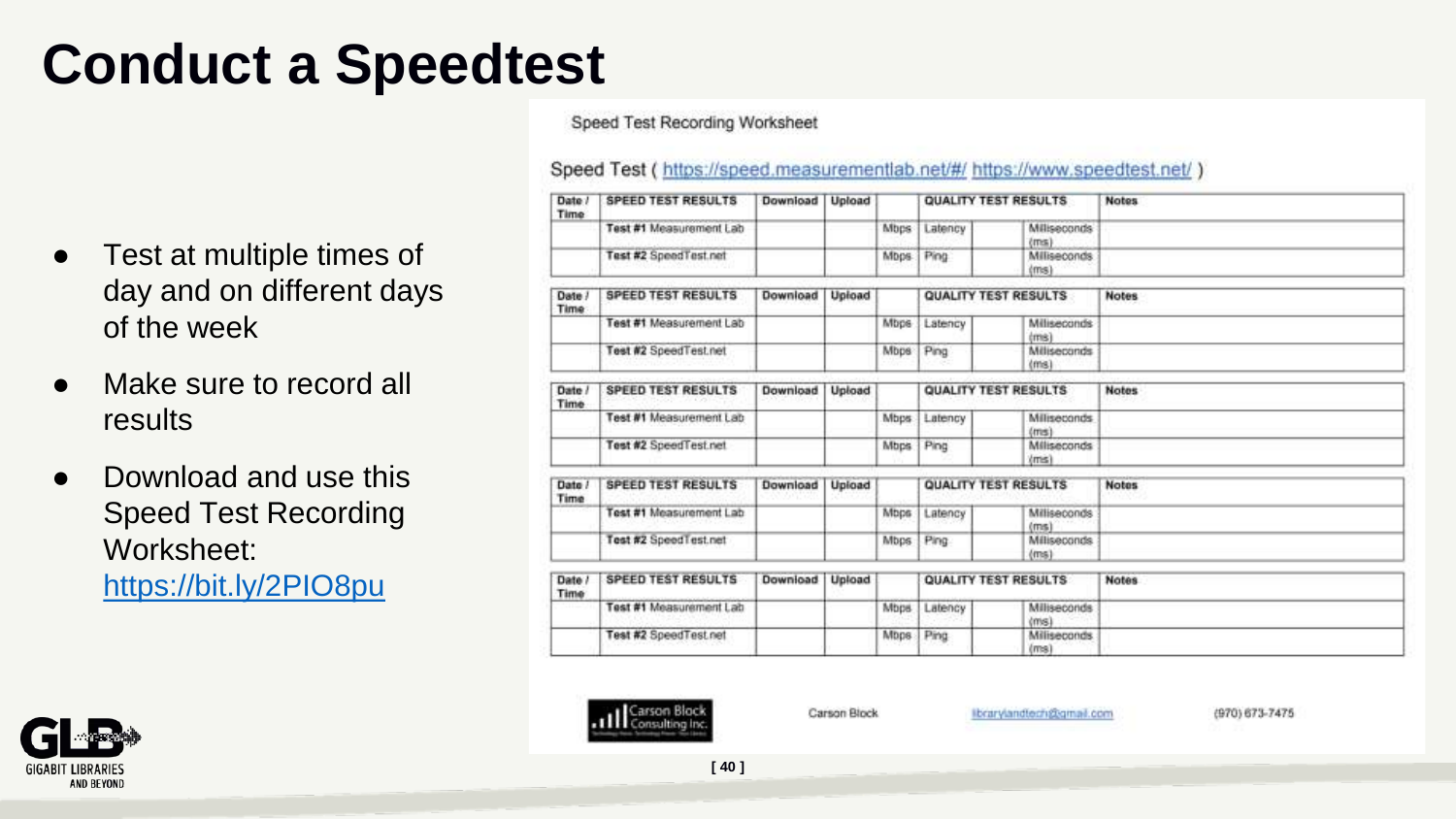# Conduct a Speedtest

- Test at multiple times of day and on different days of the week
- Make sure to record all results
- Download and use this Speed Test Recording Worksheet: https://bit.ly/2PIO8pu

Speed Test Recording Worksheet

Speed Test ( https://speed.measurementlab.net/#/ https://www.speedtest.net/ )

| Date / Time | SPEED TEST RESULTS | Download | Upload | | QUALITY TEST RESULTS | | | Notes |
|---|---|---|---|---|---|---|---|---|
| | **Test #1** Measurement Lab | | | Mbps | Latency | | Milliseconds (ms) | |
| | **Test #2** SpeedTest.net | | | Mbps | Ping | | Milliseconds (ms) | |

| Date / Time | SPEED TEST RESULTS | Download | Upload | | QUALITY TEST RESULTS | | | Notes |
|---|---|---|---|---|---|---|---|---|
| | **Test #1** Measurement Lab | | | Mbps | Latency | | Milliseconds (ms) | |
| | **Test #2** SpeedTest.net | | | Mbps | Ping | | Milliseconds (ms) | |

| Date / Time | SPEED TEST RESULTS | Download | Upload | | QUALITY TEST RESULTS | | | Notes |
|---|---|---|---|---|---|---|---|---|
| | **Test #1** Measurement Lab | | | Mbps | Latency | | Milliseconds (ms) | |
| | **Test #2** SpeedTest.net | | | Mbps | Ping | | Milliseconds (ms) | |

| Date / Time | SPEED TEST RESULTS | Download | Upload | | QUALITY TEST RESULTS | | | Notes |
|---|---|---|---|---|---|---|---|---|
| | **Test #1** Measurement Lab | | | Mbps | Latency | | Milliseconds (ms) | |
| | **Test #2** SpeedTest.net | | | Mbps | Ping | | Milliseconds (ms) | |

| Date / Time | SPEED TEST RESULTS | Download | Upload | | QUALITY TEST RESULTS | | | Notes |
|---|---|---|---|---|---|---|---|---|
| | **Test #1** Measurement Lab | | | Mbps | Latency | | Milliseconds (ms) | |
| | **Test #2** SpeedTest.net | | | Mbps | Ping | | Milliseconds (ms) | |

Carson Block Consulting Inc. Carson Block libraryandtech@gmail.com (970) 673-7475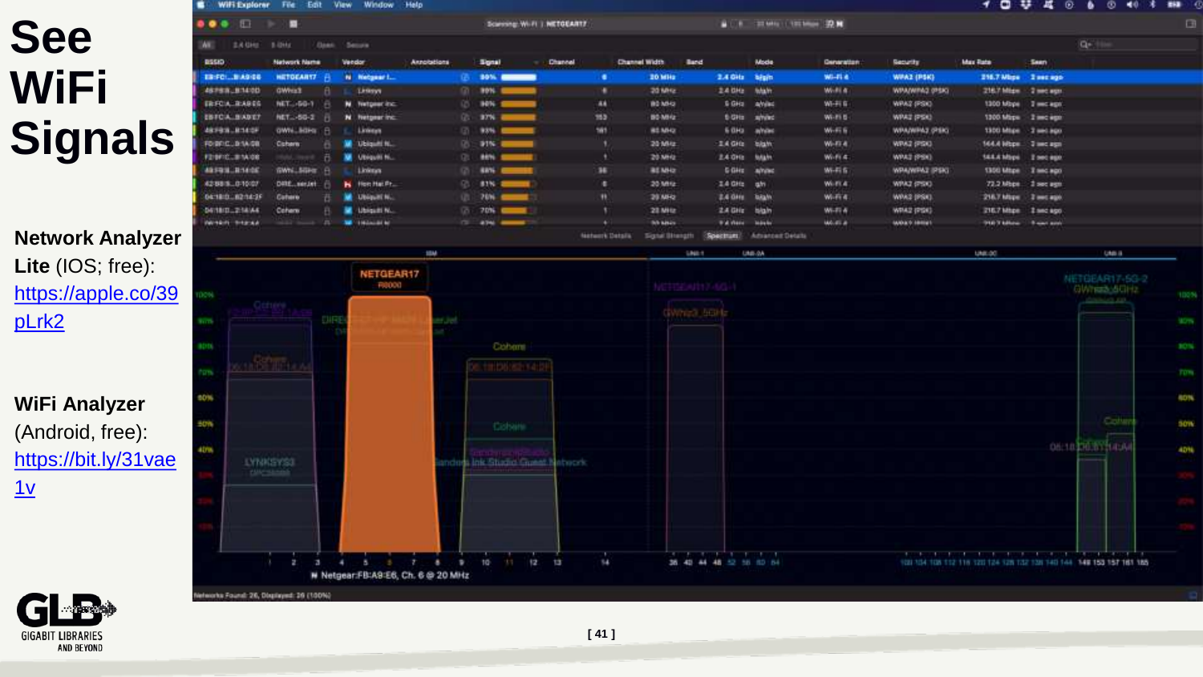# See WiFi Signals

**Network Analyzer Lite** (IOS; free): https://apple.co/39pLrk2

**WiFi Analyzer** (Android, free): https://bit.ly/31vae1v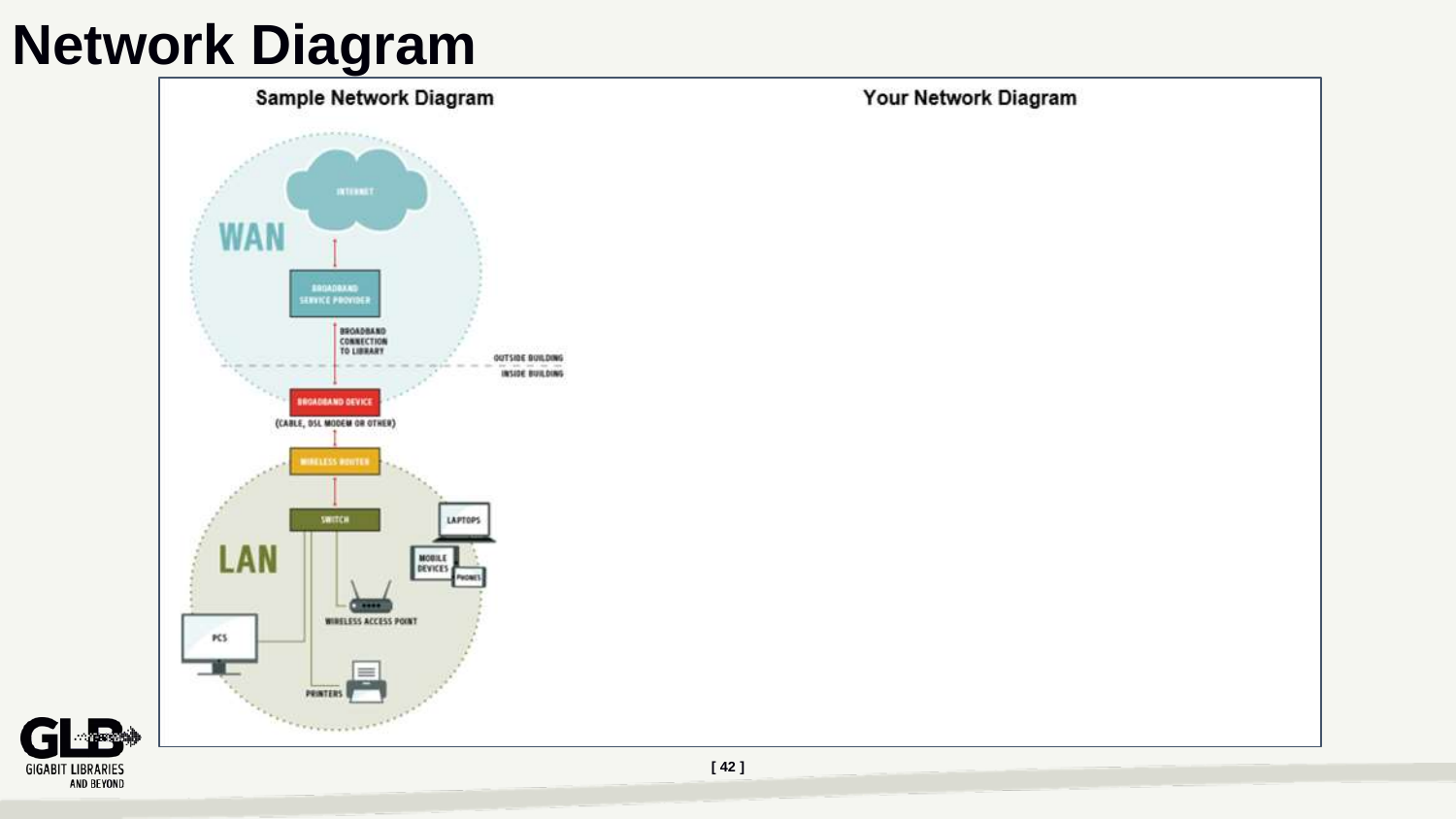# Network Diagram

**Sample Network Diagram**

INTERNET

WAN

BROADBAND SERVICE PROVIDER

BROADBAND CONNECTION TO LIBRARY

OUTSIDE BUILDING

INSIDE BUILDING

BROADBAND DEVICE

(CABLE, DSL MODEM OR OTHER)

WIRELESS ROUTER

SWITCH

LAPTOPS

LAN

MOBILE DEVICES

PHONES

WIRELESS ACCESS POINT

PCS

PRINTERS

**Your Network Diagram**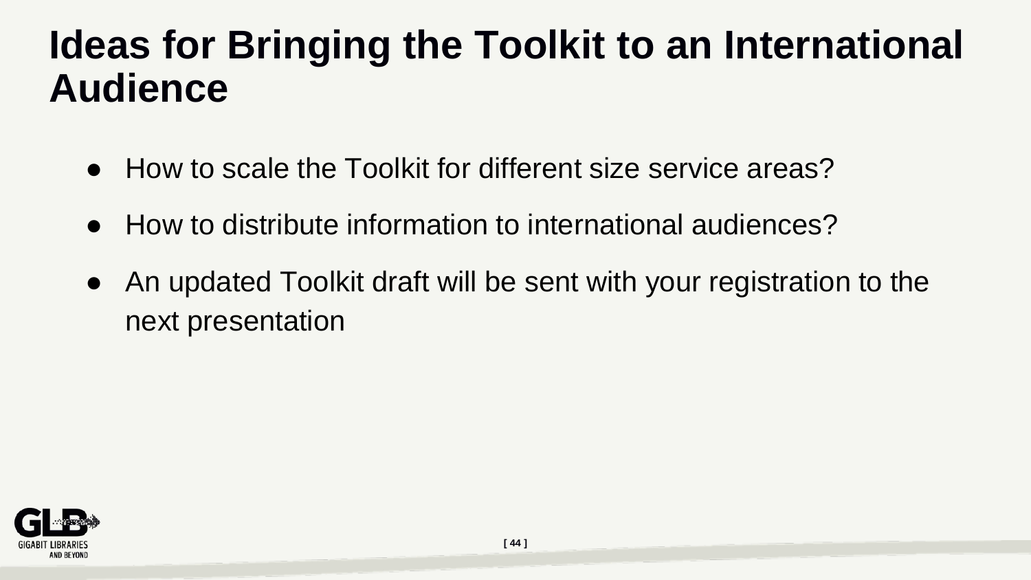# Ideas for Bringing the Toolkit to an International Audience

- How to scale the Toolkit for different size service areas?
- How to distribute information to international audiences?
- An updated Toolkit draft will be sent with your registration to the next presentation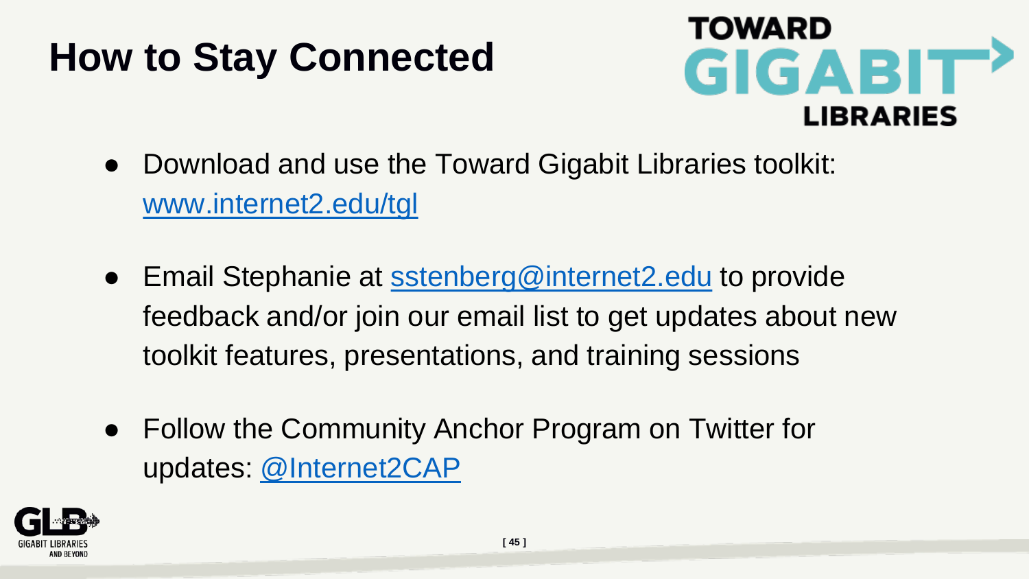# How to Stay Connected

TOWARD GIGABIT LIBRARIES

- Download and use the Toward Gigabit Libraries toolkit: www.internet2.edu/tgl
- Email Stephanie at sstenberg@internet2.edu to provide feedback and/or join our email list to get updates about new toolkit features, presentations, and training sessions
- Follow the Community Anchor Program on Twitter for updates: @Internet2CAP

GLB GIGABIT LIBRARIES AND BEYOND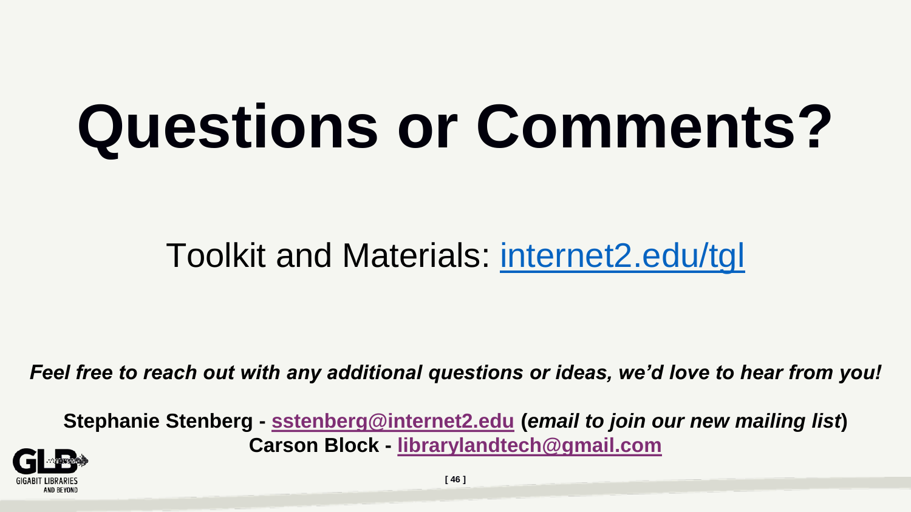# Questions or Comments?

Toolkit and Materials: internet2.edu/tgl

***Feel free to reach out with any additional questions or ideas, we'd love to hear from you!***

**Stephanie Stenberg - sstenberg@internet2.edu (*email to join our new mailing list*)**
**Carson Block - librarylandtech@gmail.com**